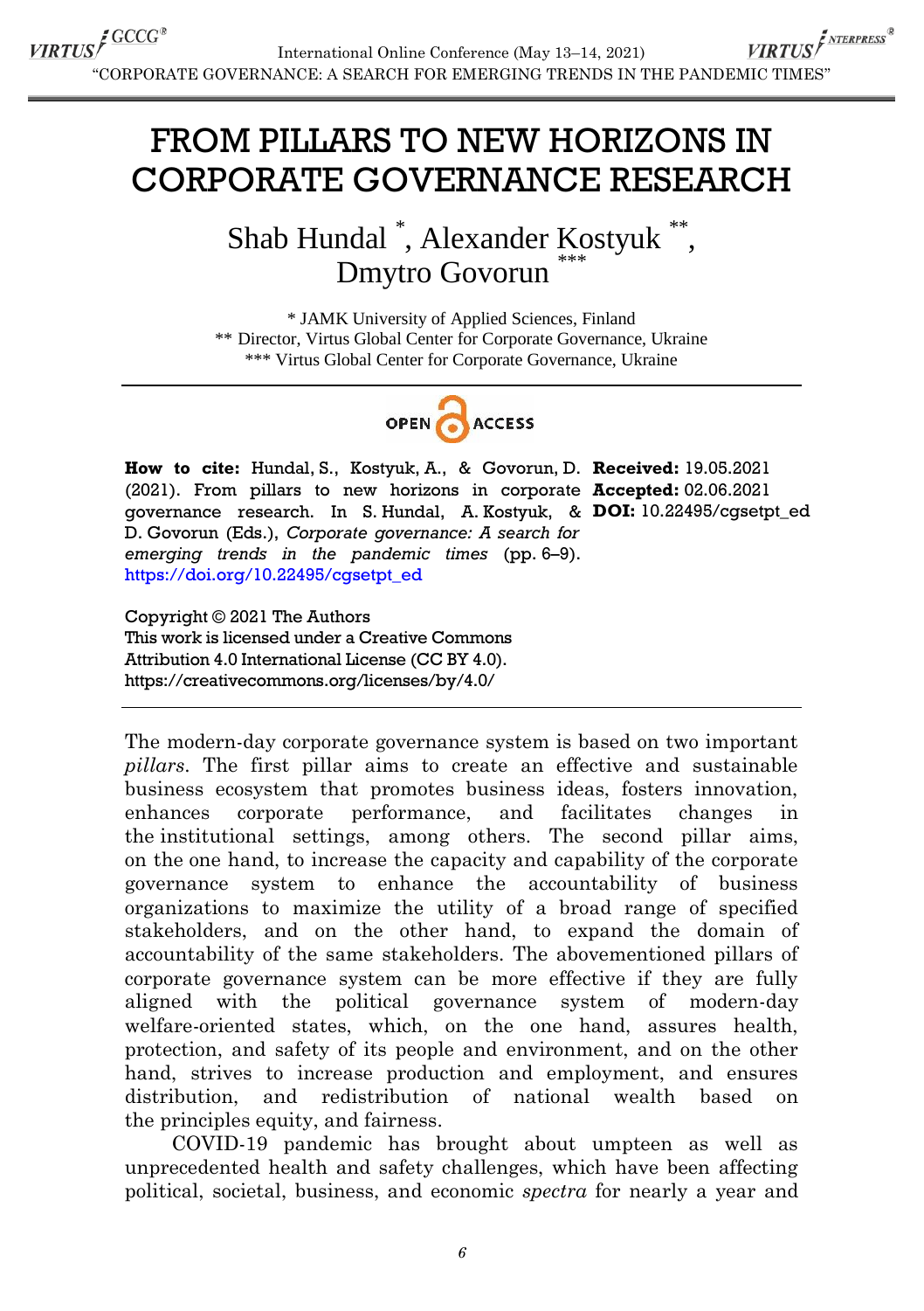# FROM PILLARS TO NEW HORIZONS IN CORPORATE GOVERNANCE RESEARCH

Shab Hundal [*], Alexander Kostyuk [**], Dmytro Govorun [***]

[*] JAMK University of Applied Sciences, Finland
[**] Director, Virtus Global Center for Corporate Governance, Ukraine
[***] Virtus Global Center for Corporate Governance, Ukraine

OPEN ACCESS

**How to cite:** Hundal, S., Kostyuk, A., & Govorun, D. (2021). From pillars to new horizons in corporate governance research. In S. Hundal, A. Kostyuk, & D. Govorun (Eds.), *Corporate governance: A search for emerging trends in the pandemic times* (pp. 6–9). https://doi.org/10.22495/cgsetpt_ed

**Received:** 19.05.2021
**Accepted:** 02.06.2021
**DOI:** 10.22495/cgsetpt_ed

Copyright © 2021 The Authors
This work is licensed under a Creative Commons Attribution 4.0 International License (CC BY 4.0).
https://creativecommons.org/licenses/by/4.0/

The modern-day corporate governance system is based on two important *pillars*. The first pillar aims to create an effective and sustainable business ecosystem that promotes business ideas, fosters innovation, enhances corporate performance, and facilitates changes in the institutional settings, among others. The second pillar aims, on the one hand, to increase the capacity and capability of the corporate governance system to enhance the accountability of business organizations to maximize the utility of a broad range of specified stakeholders, and on the other hand, to expand the domain of accountability of the same stakeholders. The abovementioned pillars of corporate governance system can be more effective if they are fully aligned with the political governance system of modern-day welfare-oriented states, which, on the one hand, assures health, protection, and safety of its people and environment, and on the other hand, strives to increase production and employment, and ensures distribution, and redistribution of national wealth based on the principles equity, and fairness.

COVID-19 pandemic has brought about umpteen as well as unprecedented health and safety challenges, which have been affecting political, societal, business, and economic *spectra* for nearly a year and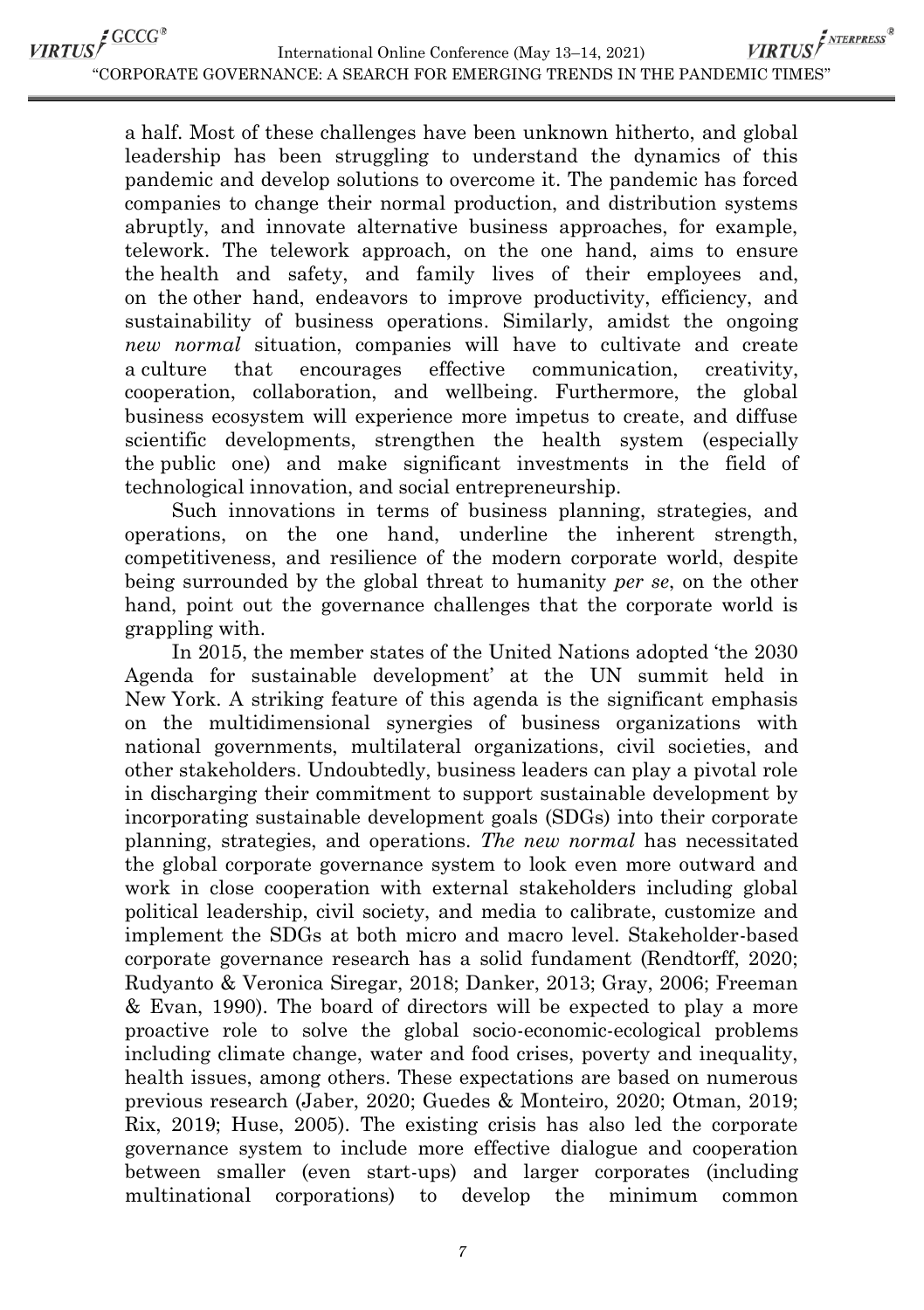a half. Most of these challenges have been unknown hitherto, and global leadership has been struggling to understand the dynamics of this pandemic and develop solutions to overcome it. The pandemic has forced companies to change their normal production, and distribution systems abruptly, and innovate alternative business approaches, for example, telework. The telework approach, on the one hand, aims to ensure the health and safety, and family lives of their employees and, on the other hand, endeavors to improve productivity, efficiency, and sustainability of business operations. Similarly, amidst the ongoing *new normal* situation, companies will have to cultivate and create a culture that encourages effective communication, creativity, cooperation, collaboration, and wellbeing. Furthermore, the global business ecosystem will experience more impetus to create, and diffuse scientific developments, strengthen the health system (especially the public one) and make significant investments in the field of technological innovation, and social entrepreneurship.

Such innovations in terms of business planning, strategies, and operations, on the one hand, underline the inherent strength, competitiveness, and resilience of the modern corporate world, despite being surrounded by the global threat to humanity *per se*, on the other hand, point out the governance challenges that the corporate world is grappling with.

In 2015, the member states of the United Nations adopted 'the 2030 Agenda for sustainable development' at the UN summit held in New York. A striking feature of this agenda is the significant emphasis on the multidimensional synergies of business organizations with national governments, multilateral organizations, civil societies, and other stakeholders. Undoubtedly, business leaders can play a pivotal role in discharging their commitment to support sustainable development by incorporating sustainable development goals (SDGs) into their corporate planning, strategies, and operations. *The new normal* has necessitated the global corporate governance system to look even more outward and work in close cooperation with external stakeholders including global political leadership, civil society, and media to calibrate, customize and implement the SDGs at both micro and macro level. Stakeholder-based corporate governance research has a solid fundament (Rendtorff, 2020; Rudyanto & Veronica Siregar, 2018; Danker, 2013; Gray, 2006; Freeman & Evan, 1990). The board of directors will be expected to play a more proactive role to solve the global socio-economic-ecological problems including climate change, water and food crises, poverty and inequality, health issues, among others. These expectations are based on numerous previous research (Jaber, 2020; Guedes & Monteiro, 2020; Otman, 2019; Rix, 2019; Huse, 2005). The existing crisis has also led the corporate governance system to include more effective dialogue and cooperation between smaller (even start-ups) and larger corporates (including multinational corporations) to develop the minimum common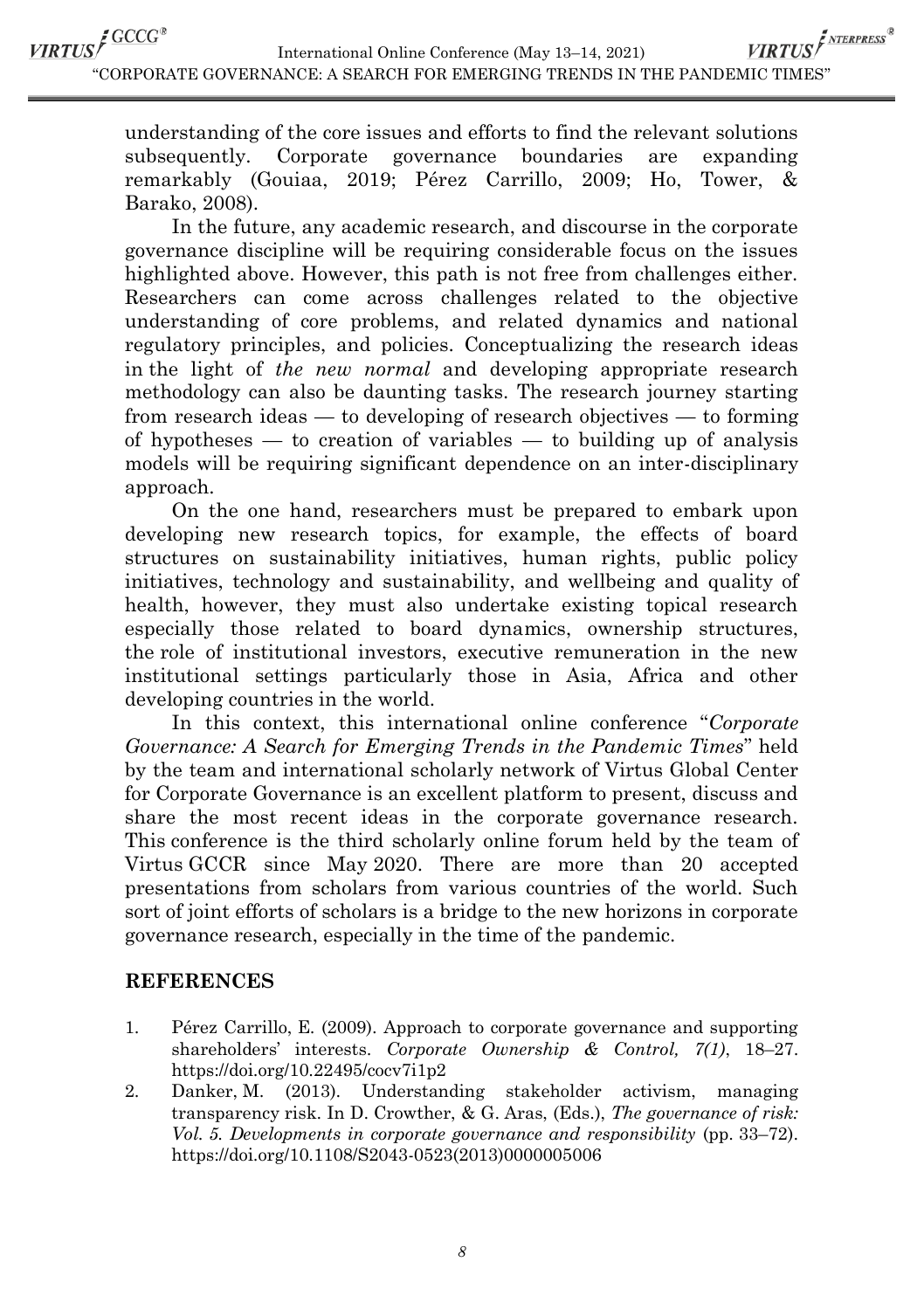understanding of the core issues and efforts to find the relevant solutions subsequently. Corporate governance boundaries are expanding remarkably (Gouiaa, 2019; Pérez Carrillo, 2009; Ho, Tower, & Barako, 2008).

In the future, any academic research, and discourse in the corporate governance discipline will be requiring considerable focus on the issues highlighted above. However, this path is not free from challenges either. Researchers can come across challenges related to the objective understanding of core problems, and related dynamics and national regulatory principles, and policies. Conceptualizing the research ideas in the light of *the new normal* and developing appropriate research methodology can also be daunting tasks. The research journey starting from research ideas — to developing of research objectives — to forming of hypotheses — to creation of variables — to building up of analysis models will be requiring significant dependence on an inter-disciplinary approach.

On the one hand, researchers must be prepared to embark upon developing new research topics, for example, the effects of board structures on sustainability initiatives, human rights, public policy initiatives, technology and sustainability, and wellbeing and quality of health, however, they must also undertake existing topical research especially those related to board dynamics, ownership structures, the role of institutional investors, executive remuneration in the new institutional settings particularly those in Asia, Africa and other developing countries in the world.

In this context, this international online conference "*Corporate Governance: A Search for Emerging Trends in the Pandemic Times*" held by the team and international scholarly network of Virtus Global Center for Corporate Governance is an excellent platform to present, discuss and share the most recent ideas in the corporate governance research. This conference is the third scholarly online forum held by the team of Virtus GCCR since May 2020. There are more than 20 accepted presentations from scholars from various countries of the world. Such sort of joint efforts of scholars is a bridge to the new horizons in corporate governance research, especially in the time of the pandemic.

## REFERENCES

1. Pérez Carrillo, E. (2009). Approach to corporate governance and supporting shareholders' interests. *Corporate Ownership & Control, 7(1)*, 18–27. https://doi.org/10.22495/cocv7i1p2
2. Danker, M. (2013). Understanding stakeholder activism, managing transparency risk. In D. Crowther, & G. Aras, (Eds.), *The governance of risk: Vol. 5. Developments in corporate governance and responsibility* (pp. 33–72). https://doi.org/10.1108/S2043-0523(2013)0000005006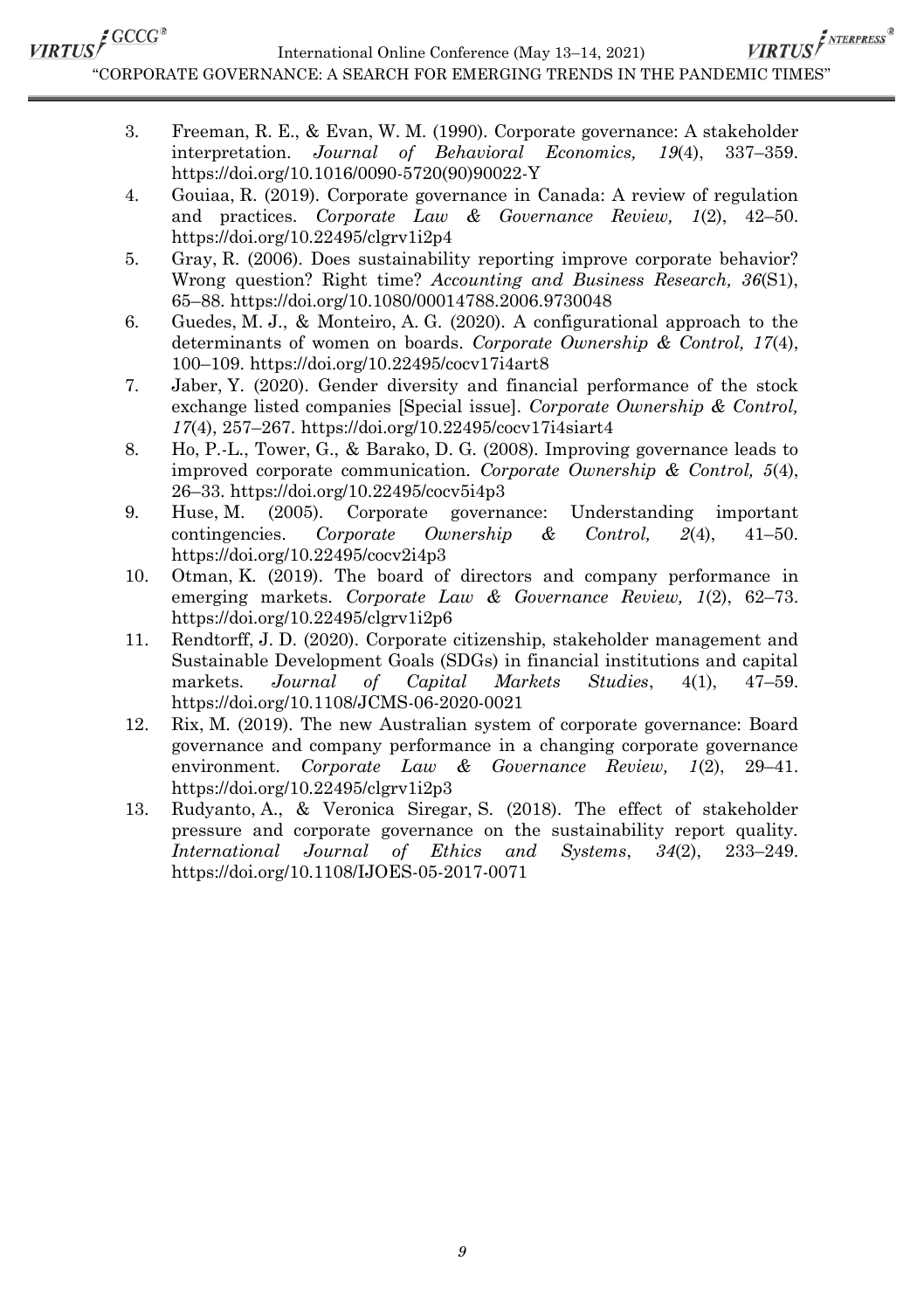3. Freeman, R. E., & Evan, W. M. (1990). Corporate governance: A stakeholder interpretation. *Journal of Behavioral Economics, 19*(4), 337–359. https://doi.org/10.1016/0090-5720(90)90022-Y
4. Gouiaa, R. (2019). Corporate governance in Canada: A review of regulation and practices. *Corporate Law & Governance Review, 1*(2), 42–50. https://doi.org/10.22495/clgrv1i2p4
5. Gray, R. (2006). Does sustainability reporting improve corporate behavior? Wrong question? Right time? *Accounting and Business Research, 36*(S1), 65–88. https://doi.org/10.1080/00014788.2006.9730048
6. Guedes, M. J., & Monteiro, A. G. (2020). A configurational approach to the determinants of women on boards. *Corporate Ownership & Control, 17*(4), 100–109. https://doi.org/10.22495/cocv17i4art8
7. Jaber, Y. (2020). Gender diversity and financial performance of the stock exchange listed companies [Special issue]. *Corporate Ownership & Control, 17*(4), 257–267. https://doi.org/10.22495/cocv17i4siart4
8. Ho, P.-L., Tower, G., & Barako, D. G. (2008). Improving governance leads to improved corporate communication. *Corporate Ownership & Control, 5*(4), 26–33. https://doi.org/10.22495/cocv5i4p3
9. Huse, M. (2005). Corporate governance: Understanding important contingencies. *Corporate Ownership & Control, 2*(4), 41–50. https://doi.org/10.22495/cocv2i4p3
10. Otman, K. (2019). The board of directors and company performance in emerging markets. *Corporate Law & Governance Review, 1*(2), 62–73. https://doi.org/10.22495/clgrv1i2p6
11. Rendtorff, J. D. (2020). Corporate citizenship, stakeholder management and Sustainable Development Goals (SDGs) in financial institutions and capital markets. *Journal of Capital Markets Studies*, 4(1), 47–59. https://doi.org/10.1108/JCMS-06-2020-0021
12. Rix, M. (2019). The new Australian system of corporate governance: Board governance and company performance in a changing corporate governance environment. *Corporate Law & Governance Review, 1*(2), 29–41. https://doi.org/10.22495/clgrv1i2p3
13. Rudyanto, A., & Veronica Siregar, S. (2018). The effect of stakeholder pressure and corporate governance on the sustainability report quality. *International Journal of Ethics and Systems*, *34*(2), 233–249. https://doi.org/10.1108/IJOES-05-2017-0071